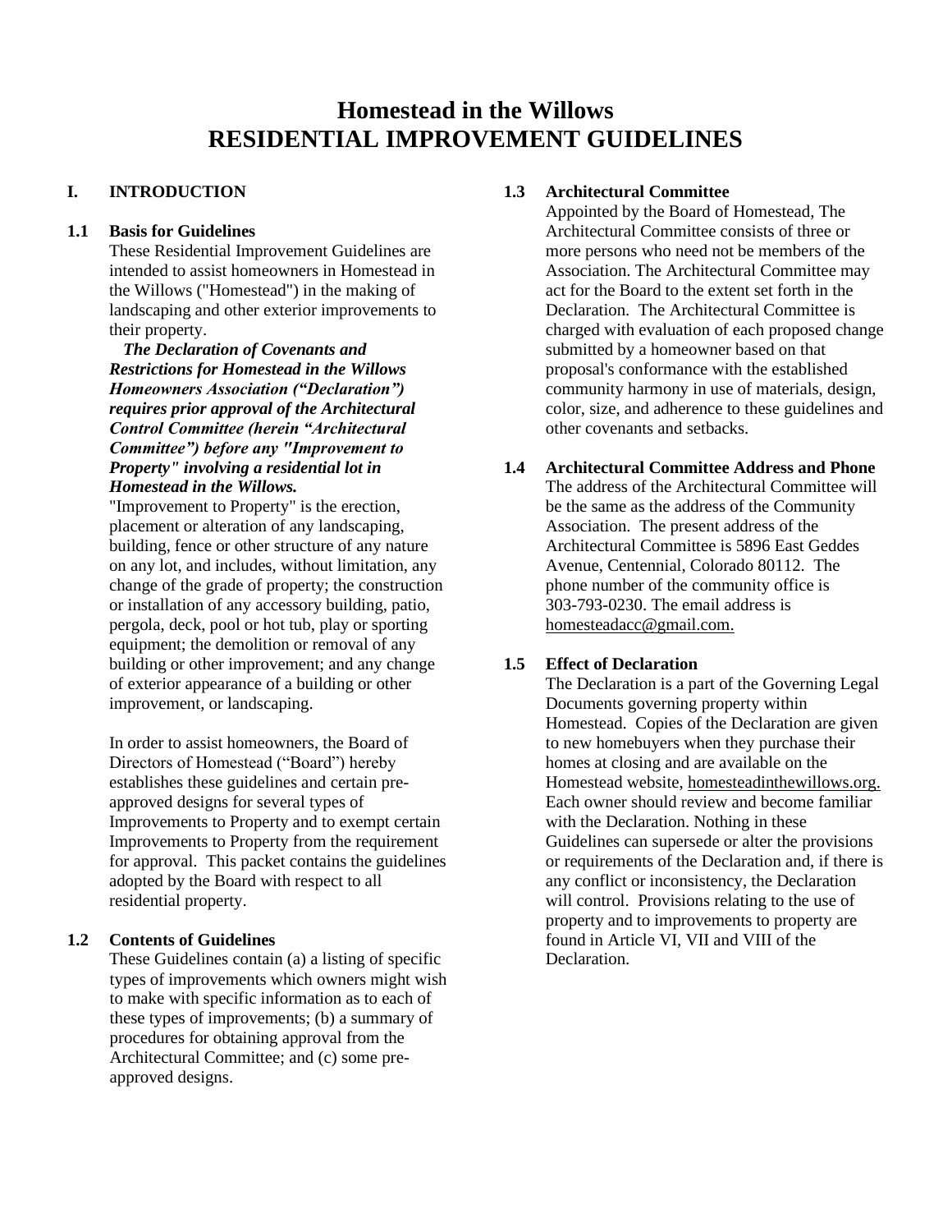# Homestead in the Willows
# RESIDENTIAL IMPROVEMENT GUIDELINES

## I. INTRODUCTION

### 1.1 Basis for Guidelines

These Residential Improvement Guidelines are intended to assist homeowners in Homestead in the Willows ("Homestead") in the making of landscaping and other exterior improvements to their property.

***The Declaration of Covenants and Restrictions for Homestead in the Willows Homeowners Association ("Declaration") requires prior approval of the Architectural Control Committee (herein "Architectural Committee") before any "Improvement to Property" involving a residential lot in Homestead in the Willows.***

"Improvement to Property" is the erection, placement or alteration of any landscaping, building, fence or other structure of any nature on any lot, and includes, without limitation, any change of the grade of property; the construction or installation of any accessory building, patio, pergola, deck, pool or hot tub, play or sporting equipment; the demolition or removal of any building or other improvement; and any change of exterior appearance of a building or other improvement, or landscaping.

In order to assist homeowners, the Board of Directors of Homestead ("Board") hereby establishes these guidelines and certain pre-approved designs for several types of Improvements to Property and to exempt certain Improvements to Property from the requirement for approval. This packet contains the guidelines adopted by the Board with respect to all residential property.

### 1.2 Contents of Guidelines

These Guidelines contain (a) a listing of specific types of improvements which owners might wish to make with specific information as to each of these types of improvements; (b) a summary of procedures for obtaining approval from the Architectural Committee; and (c) some pre-approved designs.

### 1.3 Architectural Committee

Appointed by the Board of Homestead, The Architectural Committee consists of three or more persons who need not be members of the Association. The Architectural Committee may act for the Board to the extent set forth in the Declaration. The Architectural Committee is charged with evaluation of each proposed change submitted by a homeowner based on that proposal's conformance with the established community harmony in use of materials, design, color, size, and adherence to these guidelines and other covenants and setbacks.

### 1.4 Architectural Committee Address and Phone

The address of the Architectural Committee will be the same as the address of the Community Association. The present address of the Architectural Committee is 5896 East Geddes Avenue, Centennial, Colorado 80112. The phone number of the community office is 303-793-0230. The email address is homesteadacc@gmail.com.

### 1.5 Effect of Declaration

The Declaration is a part of the Governing Legal Documents governing property within Homestead. Copies of the Declaration are given to new homebuyers when they purchase their homes at closing and are available on the Homestead website, homesteadinthewillows.org. Each owner should review and become familiar with the Declaration. Nothing in these Guidelines can supersede or alter the provisions or requirements of the Declaration and, if there is any conflict or inconsistency, the Declaration will control. Provisions relating to the use of property and to improvements to property are found in Article VI, VII and VIII of the Declaration.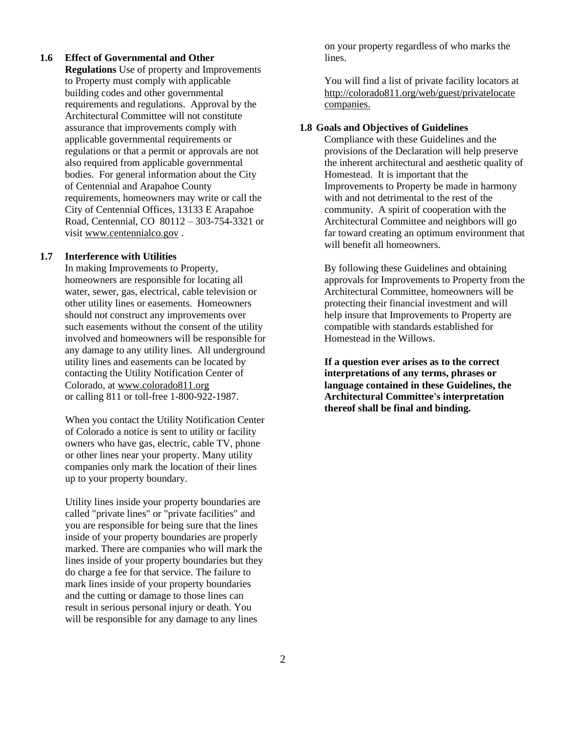**1.6 Effect of Governmental and Other Regulations** Use of property and Improvements to Property must comply with applicable building codes and other governmental requirements and regulations. Approval by the Architectural Committee will not constitute assurance that improvements comply with applicable governmental requirements or regulations or that a permit or approvals are not also required from applicable governmental bodies. For general information about the City of Centennial and Arapahoe County requirements, homeowners may write or call the City of Centennial Offices, 13133 E Arapahoe Road, Centennial, CO 80112 – 303-754-3321 or visit www.centennialco.gov .

**1.7 Interference with Utilities**

In making Improvements to Property, homeowners are responsible for locating all water, sewer, gas, electrical, cable television or other utility lines or easements. Homeowners should not construct any improvements over such easements without the consent of the utility involved and homeowners will be responsible for any damage to any utility lines. All underground utility lines and easements can be located by contacting the Utility Notification Center of Colorado, at www.colorado811.org or calling 811 or toll-free 1-800-922-1987.

When you contact the Utility Notification Center of Colorado a notice is sent to utility or facility owners who have gas, electric, cable TV, phone or other lines near your property. Many utility companies only mark the location of their lines up to your property boundary.

Utility lines inside your property boundaries are called "private lines" or "private facilities" and you are responsible for being sure that the lines inside of your property boundaries are properly marked. There are companies who will mark the lines inside of your property boundaries but they do charge a fee for that service. The failure to mark lines inside of your property boundaries and the cutting or damage to those lines can result in serious personal injury or death. You will be responsible for any damage to any lines on your property regardless of who marks the lines.

You will find a list of private facility locators at http://colorado811.org/web/guest/privatelocatecompanies.

**1.8 Goals and Objectives of Guidelines**

Compliance with these Guidelines and the provisions of the Declaration will help preserve the inherent architectural and aesthetic quality of Homestead. It is important that the Improvements to Property be made in harmony with and not detrimental to the rest of the community. A spirit of cooperation with the Architectural Committee and neighbors will go far toward creating an optimum environment that will benefit all homeowners.

By following these Guidelines and obtaining approvals for Improvements to Property from the Architectural Committee, homeowners will be protecting their financial investment and will help insure that Improvements to Property are compatible with standards established for Homestead in the Willows.

**If a question ever arises as to the correct interpretations of any terms, phrases or language contained in these Guidelines, the Architectural Committee's interpretation thereof shall be final and binding.**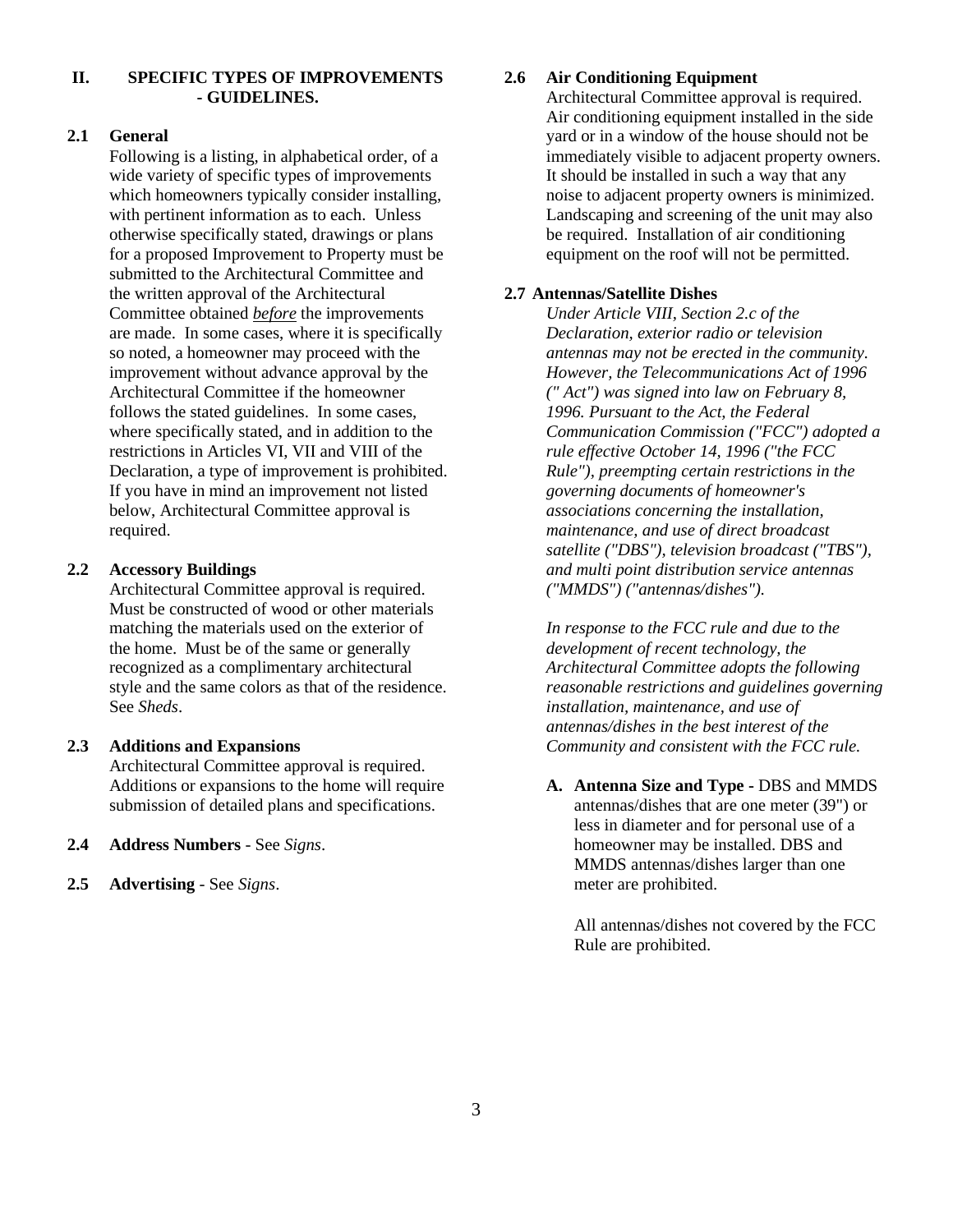## II. SPECIFIC TYPES OF IMPROVEMENTS - GUIDELINES.

### 2.1 General

Following is a listing, in alphabetical order, of a wide variety of specific types of improvements which homeowners typically consider installing, with pertinent information as to each. Unless otherwise specifically stated, drawings or plans for a proposed Improvement to Property must be submitted to the Architectural Committee and the written approval of the Architectural Committee obtained ***before*** the improvements are made. In some cases, where it is specifically so noted, a homeowner may proceed with the improvement without advance approval by the Architectural Committee if the homeowner follows the stated guidelines. In some cases, where specifically stated, and in addition to the restrictions in Articles VI, VII and VIII of the Declaration, a type of improvement is prohibited. If you have in mind an improvement not listed below, Architectural Committee approval is required.

### 2.2 Accessory Buildings

Architectural Committee approval is required. Must be constructed of wood or other materials matching the materials used on the exterior of the home. Must be of the same or generally recognized as a complimentary architectural style and the same colors as that of the residence. See *Sheds*.

### 2.3 Additions and Expansions

Architectural Committee approval is required. Additions or expansions to the home will require submission of detailed plans and specifications.

**2.4 Address Numbers** - See *Signs*.

**2.5 Advertising** - See *Signs*.

### 2.6 Air Conditioning Equipment

Architectural Committee approval is required. Air conditioning equipment installed in the side yard or in a window of the house should not be immediately visible to adjacent property owners. It should be installed in such a way that any noise to adjacent property owners is minimized. Landscaping and screening of the unit may also be required. Installation of air conditioning equipment on the roof will not be permitted.

### 2.7 Antennas/Satellite Dishes

*Under Article VIII, Section 2.c of the Declaration, exterior radio or television antennas may not be erected in the community. However, the Telecommunications Act of 1996 (" Act") was signed into law on February 8, 1996. Pursuant to the Act, the Federal Communication Commission ("FCC") adopted a rule effective October 14, 1996 ("the FCC Rule"), preempting certain restrictions in the governing documents of homeowner's associations concerning the installation, maintenance, and use of direct broadcast satellite ("DBS"), television broadcast ("TBS"), and multi point distribution service antennas ("MMDS") ("antennas/dishes").*

*In response to the FCC rule and due to the development of recent technology, the Architectural Committee adopts the following reasonable restrictions and guidelines governing installation, maintenance, and use of antennas/dishes in the best interest of the Community and consistent with the FCC rule.*

**A. Antenna Size and Type -** DBS and MMDS antennas/dishes that are one meter (39") or less in diameter and for personal use of a homeowner may be installed. DBS and MMDS antennas/dishes larger than one meter are prohibited.

All antennas/dishes not covered by the FCC Rule are prohibited.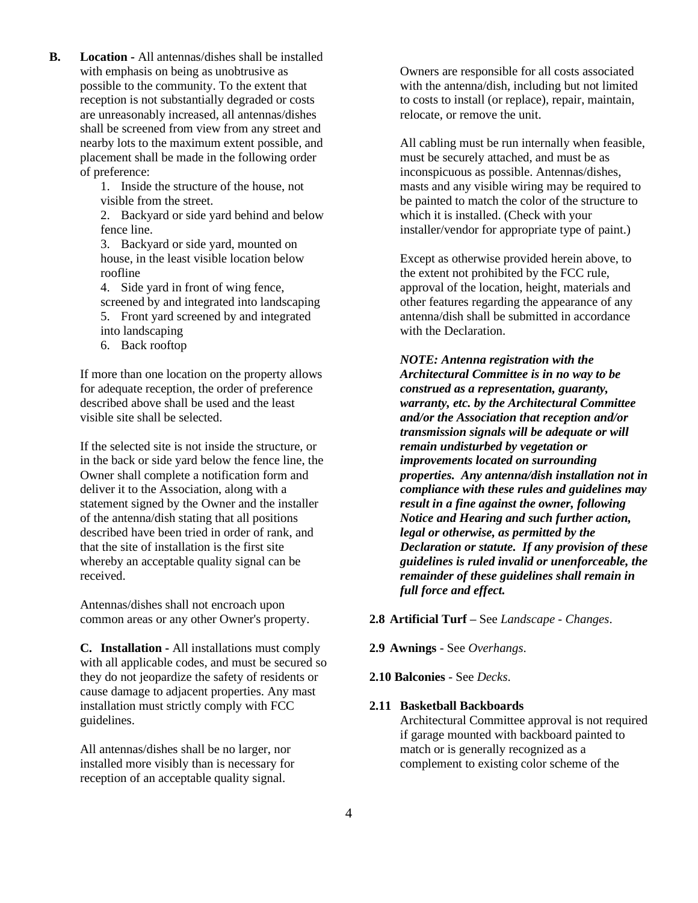**B. Location -** All antennas/dishes shall be installed with emphasis on being as unobtrusive as possible to the community. To the extent that reception is not substantially degraded or costs are unreasonably increased, all antennas/dishes shall be screened from view from any street and nearby lots to the maximum extent possible, and placement shall be made in the following order of preference:

1. Inside the structure of the house, not visible from the street.
2. Backyard or side yard behind and below fence line.
3. Backyard or side yard, mounted on house, in the least visible location below roofline
4. Side yard in front of wing fence, screened by and integrated into landscaping
5. Front yard screened by and integrated into landscaping
6. Back rooftop

If more than one location on the property allows for adequate reception, the order of preference described above shall be used and the least visible site shall be selected.

If the selected site is not inside the structure, or in the back or side yard below the fence line, the Owner shall complete a notification form and deliver it to the Association, along with a statement signed by the Owner and the installer of the antenna/dish stating that all positions described have been tried in order of rank, and that the site of installation is the first site whereby an acceptable quality signal can be received.

Antennas/dishes shall not encroach upon common areas or any other Owner's property.

**C. Installation -** All installations must comply with all applicable codes, and must be secured so they do not jeopardize the safety of residents or cause damage to adjacent properties. Any mast installation must strictly comply with FCC guidelines.

All antennas/dishes shall be no larger, nor installed more visibly than is necessary for reception of an acceptable quality signal.

Owners are responsible for all costs associated with the antenna/dish, including but not limited to costs to install (or replace), repair, maintain, relocate, or remove the unit.

All cabling must be run internally when feasible, must be securely attached, and must be as inconspicuous as possible. Antennas/dishes, masts and any visible wiring may be required to be painted to match the color of the structure to which it is installed. (Check with your installer/vendor for appropriate type of paint.)

Except as otherwise provided herein above, to the extent not prohibited by the FCC rule, approval of the location, height, materials and other features regarding the appearance of any antenna/dish shall be submitted in accordance with the Declaration.

***NOTE: Antenna registration with the Architectural Committee is in no way to be construed as a representation, guaranty, warranty, etc. by the Architectural Committee and/or the Association that reception and/or transmission signals will be adequate or will remain undisturbed by vegetation or improvements located on surrounding properties. Any antenna/dish installation not in compliance with these rules and guidelines may result in a fine against the owner, following Notice and Hearing and such further action, legal or otherwise, as permitted by the Declaration or statute. If any provision of these guidelines is ruled invalid or unenforceable, the remainder of these guidelines shall remain in full force and effect.***

**2.8 Artificial Turf –** See *Landscape - Changes*.

**2.9 Awnings** - See *Overhangs*.

**2.10 Balconies** - See *Decks*.

**2.11 Basketball Backboards**

Architectural Committee approval is not required if garage mounted with backboard painted to match or is generally recognized as a complement to existing color scheme of the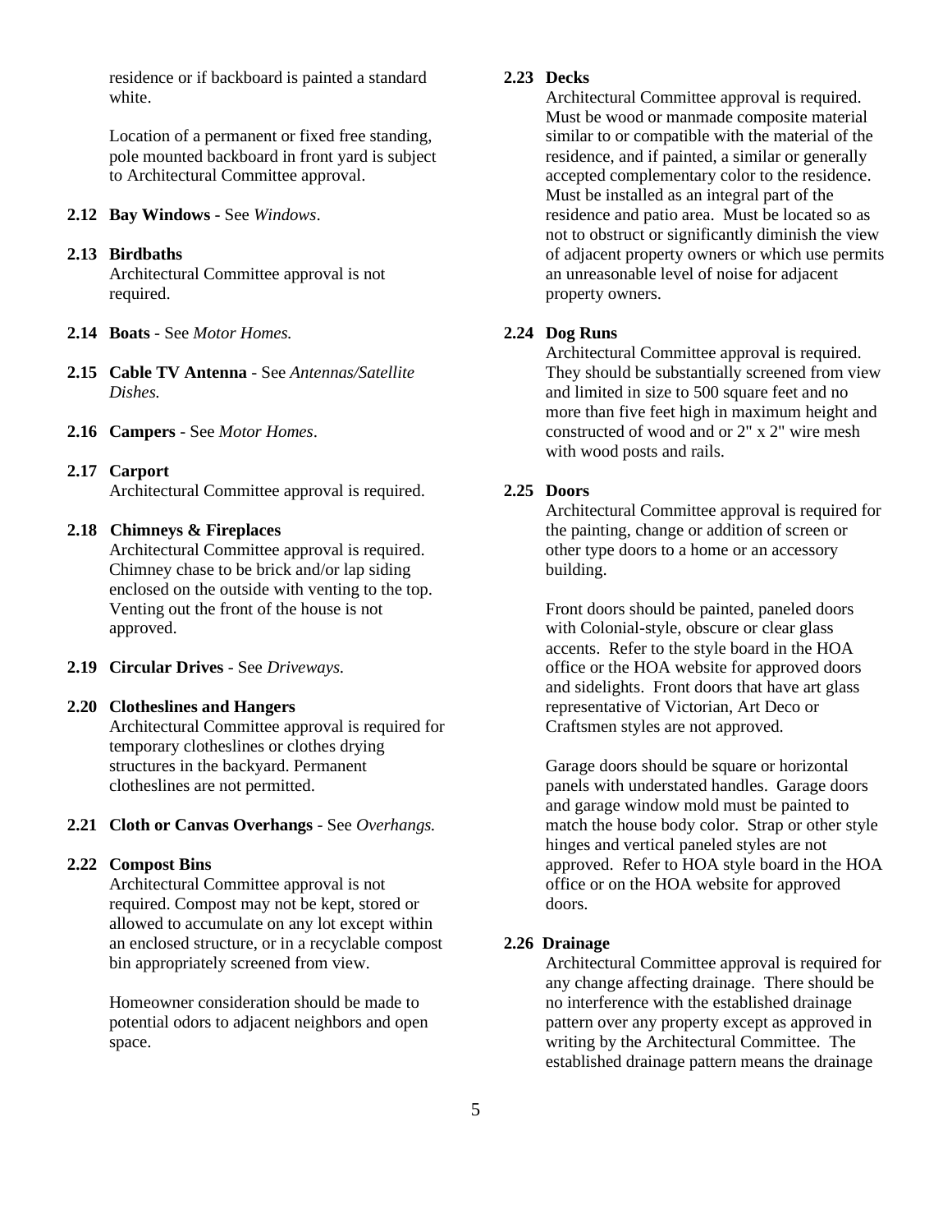residence or if backboard is painted a standard white.

Location of a permanent or fixed free standing, pole mounted backboard in front yard is subject to Architectural Committee approval.

**2.12 Bay Windows** - See *Windows*.

**2.13 Birdbaths**

Architectural Committee approval is not required.

**2.14 Boats** - See *Motor Homes.*

**2.15 Cable TV Antenna** - See *Antennas/Satellite Dishes.*

**2.16 Campers** - See *Motor Homes*.

**2.17 Carport**

Architectural Committee approval is required.

**2.18 Chimneys & Fireplaces**

Architectural Committee approval is required. Chimney chase to be brick and/or lap siding enclosed on the outside with venting to the top. Venting out the front of the house is not approved.

**2.19 Circular Drives** - See *Driveways.*

**2.20 Clotheslines and Hangers**

Architectural Committee approval is required for temporary clotheslines or clothes drying structures in the backyard. Permanent clotheslines are not permitted.

**2.21 Cloth or Canvas Overhangs** - See *Overhangs.*

**2.22 Compost Bins**

Architectural Committee approval is not required. Compost may not be kept, stored or allowed to accumulate on any lot except within an enclosed structure, or in a recyclable compost bin appropriately screened from view.

Homeowner consideration should be made to potential odors to adjacent neighbors and open space.

**2.23 Decks**

Architectural Committee approval is required. Must be wood or manmade composite material similar to or compatible with the material of the residence, and if painted, a similar or generally accepted complementary color to the residence. Must be installed as an integral part of the residence and patio area. Must be located so as not to obstruct or significantly diminish the view of adjacent property owners or which use permits an unreasonable level of noise for adjacent property owners.

**2.24 Dog Runs**

Architectural Committee approval is required. They should be substantially screened from view and limited in size to 500 square feet and no more than five feet high in maximum height and constructed of wood and or 2" x 2" wire mesh with wood posts and rails.

**2.25 Doors**

Architectural Committee approval is required for the painting, change or addition of screen or other type doors to a home or an accessory building.

Front doors should be painted, paneled doors with Colonial-style, obscure or clear glass accents. Refer to the style board in the HOA office or the HOA website for approved doors and sidelights. Front doors that have art glass representative of Victorian, Art Deco or Craftsmen styles are not approved.

Garage doors should be square or horizontal panels with understated handles. Garage doors and garage window mold must be painted to match the house body color. Strap or other style hinges and vertical paneled styles are not approved. Refer to HOA style board in the HOA office or on the HOA website for approved doors.

**2.26 Drainage**

Architectural Committee approval is required for any change affecting drainage. There should be no interference with the established drainage pattern over any property except as approved in writing by the Architectural Committee. The established drainage pattern means the drainage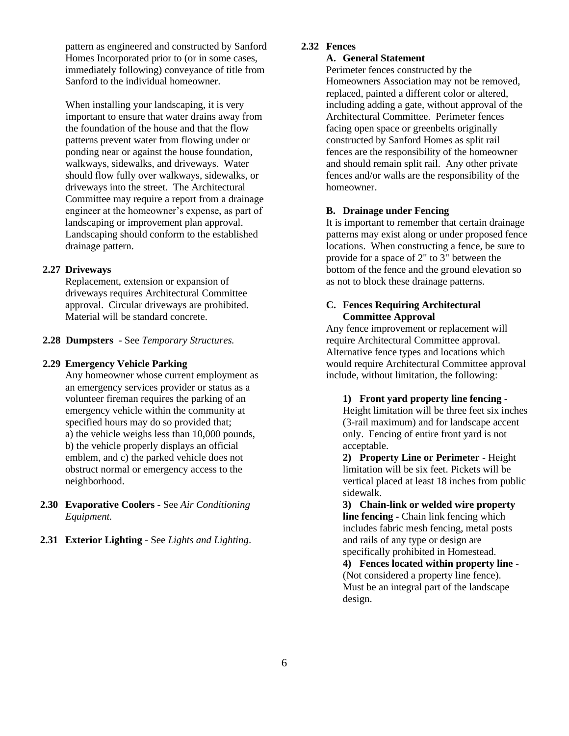pattern as engineered and constructed by Sanford Homes Incorporated prior to (or in some cases, immediately following) conveyance of title from Sanford to the individual homeowner.

When installing your landscaping, it is very important to ensure that water drains away from the foundation of the house and that the flow patterns prevent water from flowing under or ponding near or against the house foundation, walkways, sidewalks, and driveways. Water should flow fully over walkways, sidewalks, or driveways into the street. The Architectural Committee may require a report from a drainage engineer at the homeowner's expense, as part of landscaping or improvement plan approval. Landscaping should conform to the established drainage pattern.

**2.27 Driveways**

Replacement, extension or expansion of driveways requires Architectural Committee approval. Circular driveways are prohibited. Material will be standard concrete.

**2.28 Dumpsters** - See *Temporary Structures.*

**2.29 Emergency Vehicle Parking**

Any homeowner whose current employment as an emergency services provider or status as a volunteer fireman requires the parking of an emergency vehicle within the community at specified hours may do so provided that;
a) the vehicle weighs less than 10,000 pounds,
b) the vehicle properly displays an official emblem, and c) the parked vehicle does not obstruct normal or emergency access to the neighborhood.

**2.30 Evaporative Coolers** - See *Air Conditioning Equipment.*

**2.31 Exterior Lighting** - See *Lights and Lighting*.

**2.32 Fences**

**A. General Statement**

Perimeter fences constructed by the Homeowners Association may not be removed, replaced, painted a different color or altered, including adding a gate, without approval of the Architectural Committee. Perimeter fences facing open space or greenbelts originally constructed by Sanford Homes as split rail fences are the responsibility of the homeowner and should remain split rail. Any other private fences and/or walls are the responsibility of the homeowner.

**B. Drainage under Fencing**

It is important to remember that certain drainage patterns may exist along or under proposed fence locations. When constructing a fence, be sure to provide for a space of 2" to 3" between the bottom of the fence and the ground elevation so as not to block these drainage patterns.

**C. Fences Requiring Architectural Committee Approval**

Any fence improvement or replacement will require Architectural Committee approval. Alternative fence types and locations which would require Architectural Committee approval include, without limitation, the following:

**1) Front yard property line fencing** - Height limitation will be three feet six inches (3-rail maximum) and for landscape accent only. Fencing of entire front yard is not acceptable.

**2) Property Line or Perimeter** - Height limitation will be six feet. Pickets will be vertical placed at least 18 inches from public sidewalk.

**3) Chain-link or welded wire property line fencing** - Chain link fencing which includes fabric mesh fencing, metal posts and rails of any type or design are specifically prohibited in Homestead.

**4) Fences located within property line** - (Not considered a property line fence). Must be an integral part of the landscape design.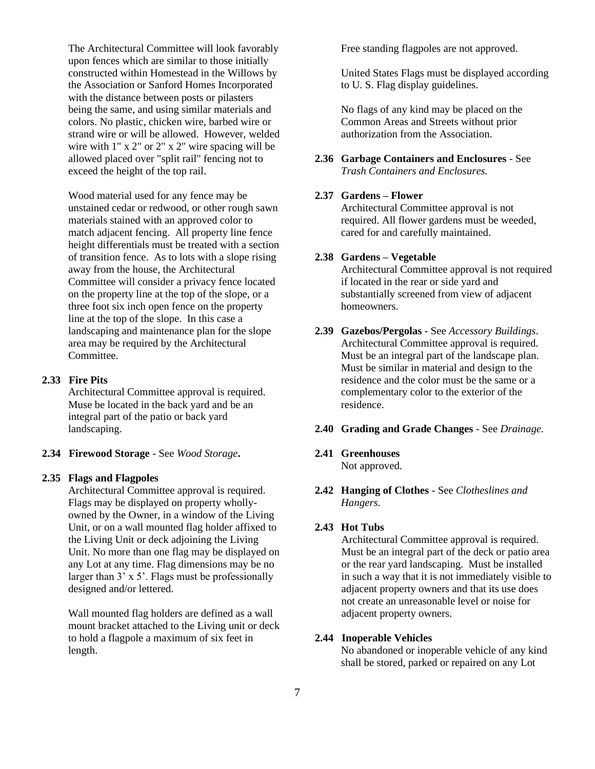The Architectural Committee will look favorably upon fences which are similar to those initially constructed within Homestead in the Willows by the Association or Sanford Homes Incorporated with the distance between posts or pilasters being the same, and using similar materials and colors. No plastic, chicken wire, barbed wire or strand wire or will be allowed. However, welded wire with 1" x 2" or 2" x 2" wire spacing will be allowed placed over "split rail" fencing not to exceed the height of the top rail.

Wood material used for any fence may be unstained cedar or redwood, or other rough sawn materials stained with an approved color to match adjacent fencing. All property line fence height differentials must be treated with a section of transition fence. As to lots with a slope rising away from the house, the Architectural Committee will consider a privacy fence located on the property line at the top of the slope, or a three foot six inch open fence on the property line at the top of the slope. In this case a landscaping and maintenance plan for the slope area may be required by the Architectural Committee.

**2.33 Fire Pits**

Architectural Committee approval is required. Muse be located in the back yard and be an integral part of the patio or back yard landscaping.

**2.34 Firewood Storage** - See *Wood Storage***.**

**2.35 Flags and Flagpoles**

Architectural Committee approval is required. Flags may be displayed on property wholly-owned by the Owner, in a window of the Living Unit, or on a wall mounted flag holder affixed to the Living Unit or deck adjoining the Living Unit. No more than one flag may be displayed on any Lot at any time. Flag dimensions may be no larger than 3' x 5'. Flags must be professionally designed and/or lettered.

Wall mounted flag holders are defined as a wall mount bracket attached to the Living unit or deck to hold a flagpole a maximum of six feet in length.

Free standing flagpoles are not approved.

United States Flags must be displayed according to U. S. Flag display guidelines.

No flags of any kind may be placed on the Common Areas and Streets without prior authorization from the Association.

**2.36 Garbage Containers and Enclosures** - See *Trash Containers and Enclosures.*

**2.37 Gardens – Flower**

Architectural Committee approval is not required. All flower gardens must be weeded, cared for and carefully maintained.

**2.38 Gardens – Vegetable**

Architectural Committee approval is not required if located in the rear or side yard and substantially screened from view of adjacent homeowners.

**2.39 Gazebos/Pergolas** - See *Accessory Buildings*. Architectural Committee approval is required. Must be an integral part of the landscape plan. Must be similar in material and design to the residence and the color must be the same or a complementary color to the exterior of the residence.

**2.40 Grading and Grade Changes** - See *Drainage.*

**2.41 Greenhouses**

Not approved.

**2.42 Hanging of Clothes** - See *Clotheslines and Hangers.*

**2.43 Hot Tubs**

Architectural Committee approval is required. Must be an integral part of the deck or patio area or the rear yard landscaping. Must be installed in such a way that it is not immediately visible to adjacent property owners and that its use does not create an unreasonable level or noise for adjacent property owners.

**2.44 Inoperable Vehicles**

No abandoned or inoperable vehicle of any kind shall be stored, parked or repaired on any Lot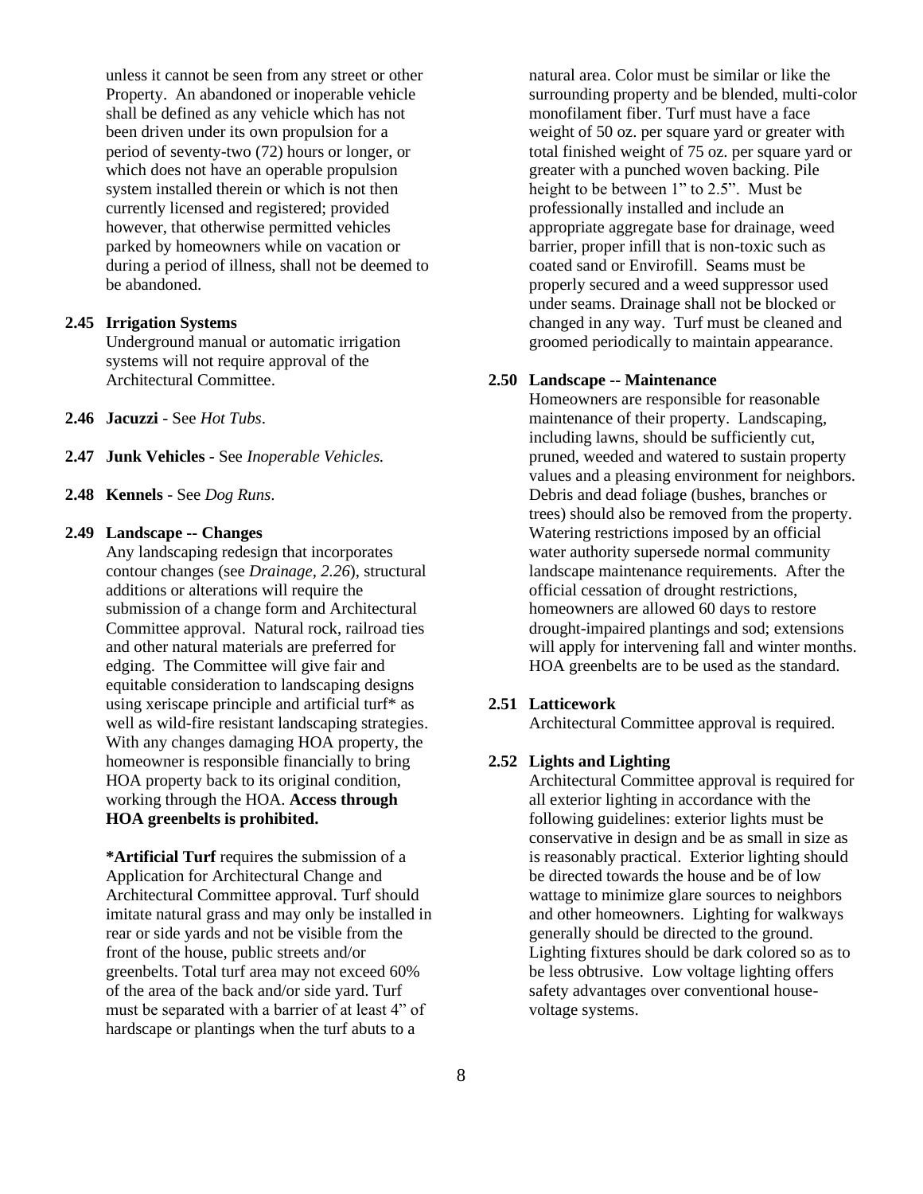unless it cannot be seen from any street or other Property. An abandoned or inoperable vehicle shall be defined as any vehicle which has not been driven under its own propulsion for a period of seventy-two (72) hours or longer, or which does not have an operable propulsion system installed therein or which is not then currently licensed and registered; provided however, that otherwise permitted vehicles parked by homeowners while on vacation or during a period of illness, shall not be deemed to be abandoned.

**2.45 Irrigation Systems**

Underground manual or automatic irrigation systems will not require approval of the Architectural Committee.

**2.46 Jacuzzi** - See *Hot Tubs*.

**2.47 Junk Vehicles** - See *Inoperable Vehicles.*

**2.48 Kennels** - See *Dog Runs*.

**2.49 Landscape -- Changes**

Any landscaping redesign that incorporates contour changes (see *Drainage, 2.26*), structural additions or alterations will require the submission of a change form and Architectural Committee approval. Natural rock, railroad ties and other natural materials are preferred for edging. The Committee will give fair and equitable consideration to landscaping designs using xeriscape principle and artificial turf* as well as wild-fire resistant landscaping strategies. With any changes damaging HOA property, the homeowner is responsible financially to bring HOA property back to its original condition, working through the HOA. **Access through HOA greenbelts is prohibited.**

**\*Artificial Turf** requires the submission of a Application for Architectural Change and Architectural Committee approval. Turf should imitate natural grass and may only be installed in rear or side yards and not be visible from the front of the house, public streets and/or greenbelts. Total turf area may not exceed 60% of the area of the back and/or side yard. Turf must be separated with a barrier of at least 4" of hardscape or plantings when the turf abuts to a natural area. Color must be similar or like the surrounding property and be blended, multi-color monofilament fiber. Turf must have a face weight of 50 oz. per square yard or greater with total finished weight of 75 oz. per square yard or greater with a punched woven backing. Pile height to be between 1" to 2.5". Must be professionally installed and include an appropriate aggregate base for drainage, weed barrier, proper infill that is non-toxic such as coated sand or Envirofill. Seams must be properly secured and a weed suppressor used under seams. Drainage shall not be blocked or changed in any way. Turf must be cleaned and groomed periodically to maintain appearance.

**2.50 Landscape -- Maintenance**

Homeowners are responsible for reasonable maintenance of their property. Landscaping, including lawns, should be sufficiently cut, pruned, weeded and watered to sustain property values and a pleasing environment for neighbors. Debris and dead foliage (bushes, branches or trees) should also be removed from the property. Watering restrictions imposed by an official water authority supersede normal community landscape maintenance requirements. After the official cessation of drought restrictions, homeowners are allowed 60 days to restore drought-impaired plantings and sod; extensions will apply for intervening fall and winter months. HOA greenbelts are to be used as the standard.

**2.51 Latticework**

Architectural Committee approval is required.

**2.52 Lights and Lighting**

Architectural Committee approval is required for all exterior lighting in accordance with the following guidelines: exterior lights must be conservative in design and be as small in size as is reasonably practical. Exterior lighting should be directed towards the house and be of low wattage to minimize glare sources to neighbors and other homeowners. Lighting for walkways generally should be directed to the ground. Lighting fixtures should be dark colored so as to be less obtrusive. Low voltage lighting offers safety advantages over conventional house-voltage systems.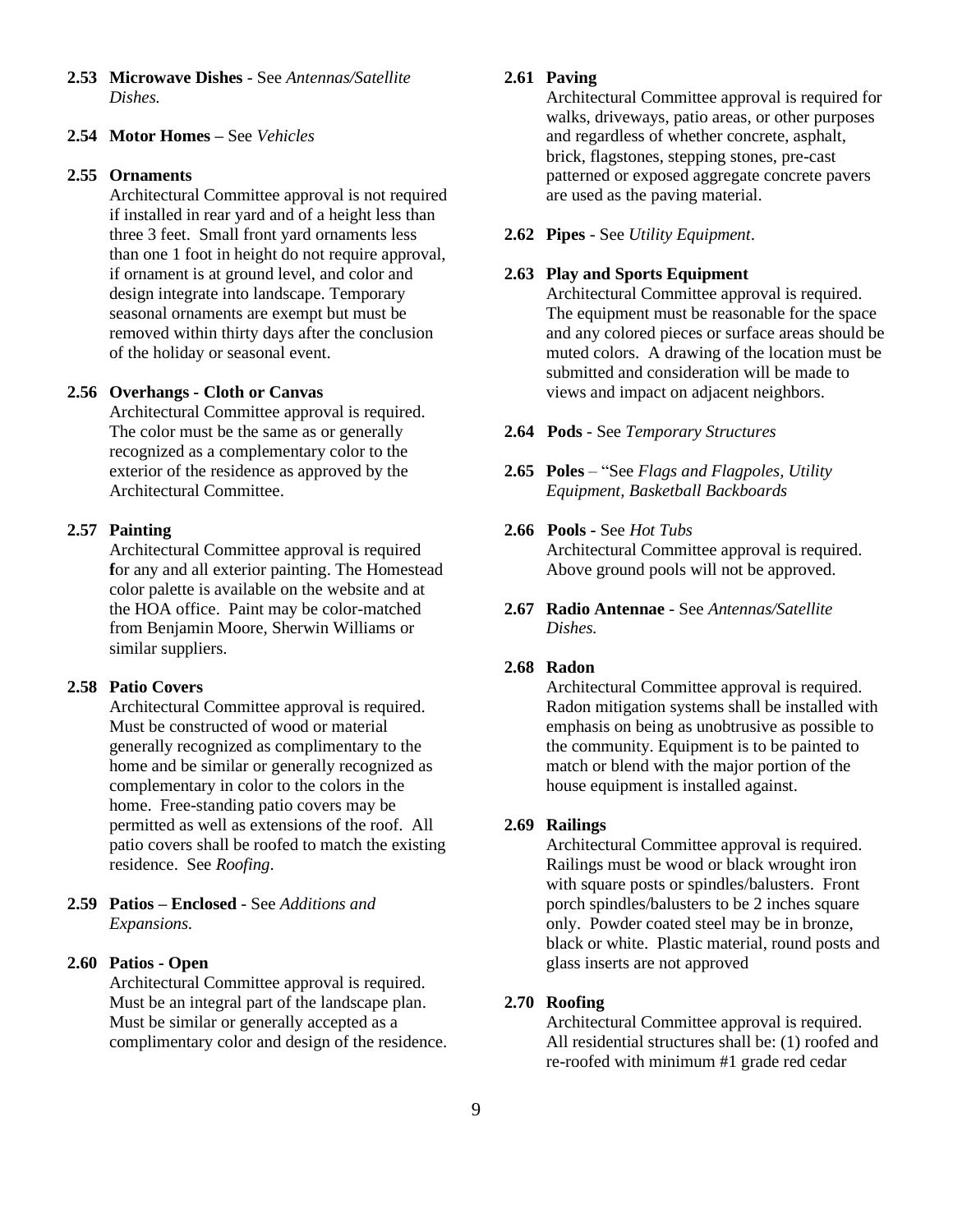**2.53 Microwave Dishes** - See *Antennas/Satellite Dishes.*

**2.54 Motor Homes –** See *Vehicles*

**2.55 Ornaments**

Architectural Committee approval is not required if installed in rear yard and of a height less than three 3 feet. Small front yard ornaments less than one 1 foot in height do not require approval, if ornament is at ground level, and color and design integrate into landscape. Temporary seasonal ornaments are exempt but must be removed within thirty days after the conclusion of the holiday or seasonal event.

**2.56 Overhangs - Cloth or Canvas**

Architectural Committee approval is required. The color must be the same as or generally recognized as a complementary color to the exterior of the residence as approved by the Architectural Committee.

**2.57 Painting**

Architectural Committee approval is required **f**or any and all exterior painting. The Homestead color palette is available on the website and at the HOA office. Paint may be color-matched from Benjamin Moore, Sherwin Williams or similar suppliers.

**2.58 Patio Covers**

Architectural Committee approval is required. Must be constructed of wood or material generally recognized as complimentary to the home and be similar or generally recognized as complementary in color to the colors in the home. Free-standing patio covers may be permitted as well as extensions of the roof. All patio covers shall be roofed to match the existing residence. See *Roofing*.

**2.59 Patios – Enclosed** - See *Additions and Expansions.*

**2.60 Patios - Open**

Architectural Committee approval is required. Must be an integral part of the landscape plan. Must be similar or generally accepted as a complimentary color and design of the residence.

**2.61 Paving**

Architectural Committee approval is required for walks, driveways, patio areas, or other purposes and regardless of whether concrete, asphalt, brick, flagstones, stepping stones, pre-cast patterned or exposed aggregate concrete pavers are used as the paving material.

**2.62 Pipes** - See *Utility Equipment*.

**2.63 Play and Sports Equipment**

Architectural Committee approval is required. The equipment must be reasonable for the space and any colored pieces or surface areas should be muted colors. A drawing of the location must be submitted and consideration will be made to views and impact on adjacent neighbors.

**2.64 Pods** - See *Temporary Structures*

**2.65 Poles** – "See *Flags and Flagpoles, Utility Equipment, Basketball Backboards*

**2.66 Pools -** See *Hot Tubs*

Architectural Committee approval is required. Above ground pools will not be approved.

**2.67 Radio Antennae** - See *Antennas/Satellite Dishes.*

**2.68 Radon**

Architectural Committee approval is required. Radon mitigation systems shall be installed with emphasis on being as unobtrusive as possible to the community. Equipment is to be painted to match or blend with the major portion of the house equipment is installed against.

**2.69 Railings**

Architectural Committee approval is required. Railings must be wood or black wrought iron with square posts or spindles/balusters. Front porch spindles/balusters to be 2 inches square only. Powder coated steel may be in bronze, black or white. Plastic material, round posts and glass inserts are not approved

**2.70 Roofing**

Architectural Committee approval is required. All residential structures shall be: (1) roofed and re-roofed with minimum #1 grade red cedar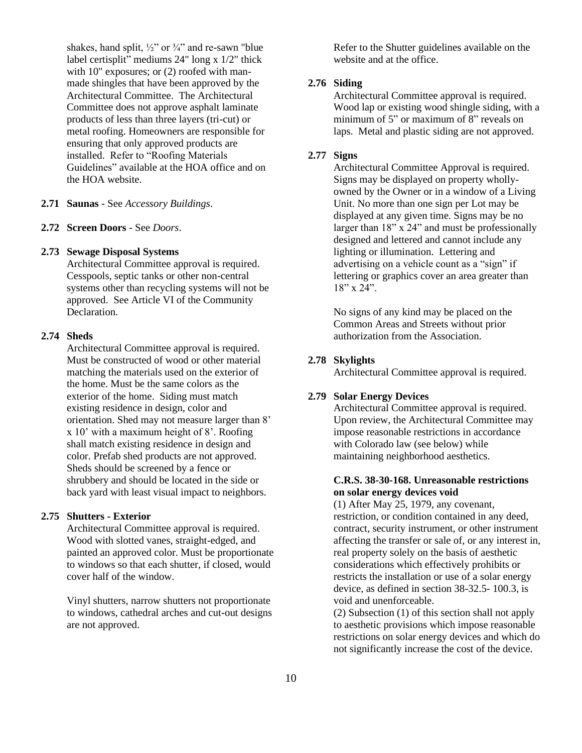shakes, hand split, ½" or ¾" and re-sawn "blue label certisplit" mediums 24" long x 1/2" thick with 10" exposures; or (2) roofed with man-made shingles that have been approved by the Architectural Committee. The Architectural Committee does not approve asphalt laminate products of less than three layers (tri-cut) or metal roofing. Homeowners are responsible for ensuring that only approved products are installed. Refer to "Roofing Materials Guidelines" available at the HOA office and on the HOA website.

**2.71 Saunas** - See *Accessory Buildings*.

**2.72 Screen Doors** - See *Doors*.

**2.73 Sewage Disposal Systems**

Architectural Committee approval is required. Cesspools, septic tanks or other non-central systems other than recycling systems will not be approved. See Article VI of the Community Declaration.

**2.74 Sheds**

Architectural Committee approval is required. Must be constructed of wood or other material matching the materials used on the exterior of the home. Must be the same colors as the exterior of the home. Siding must match existing residence in design, color and orientation. Shed may not measure larger than 8' x 10' with a maximum height of 8'. Roofing shall match existing residence in design and color. Prefab shed products are not approved. Sheds should be screened by a fence or shrubbery and should be located in the side or back yard with least visual impact to neighbors.

**2.75 Shutters - Exterior**

Architectural Committee approval is required. Wood with slotted vanes, straight-edged, and painted an approved color. Must be proportionate to windows so that each shutter, if closed, would cover half of the window.

Vinyl shutters, narrow shutters not proportionate to windows, cathedral arches and cut-out designs are not approved.

Refer to the Shutter guidelines available on the website and at the office.

**2.76 Siding**

Architectural Committee approval is required. Wood lap or existing wood shingle siding, with a minimum of 5" or maximum of 8" reveals on laps. Metal and plastic siding are not approved.

**2.77 Signs**

Architectural Committee Approval is required. Signs may be displayed on property wholly-owned by the Owner or in a window of a Living Unit. No more than one sign per Lot may be displayed at any given time. Signs may be no larger than 18" x 24" and must be professionally designed and lettered and cannot include any lighting or illumination. Lettering and advertising on a vehicle count as a "sign" if lettering or graphics cover an area greater than 18" x 24".

No signs of any kind may be placed on the Common Areas and Streets without prior authorization from the Association.

**2.78 Skylights**

Architectural Committee approval is required.

**2.79 Solar Energy Devices**

Architectural Committee approval is required. Upon review, the Architectural Committee may impose reasonable restrictions in accordance with Colorado law (see below) while maintaining neighborhood aesthetics.

**C.R.S. 38-30-168. Unreasonable restrictions on solar energy devices void**

(1) After May 25, 1979, any covenant, restriction, or condition contained in any deed, contract, security instrument, or other instrument affecting the transfer or sale of, or any interest in, real property solely on the basis of aesthetic considerations which effectively prohibits or restricts the installation or use of a solar energy device, as defined in section 38-32.5- 100.3, is void and unenforceable.

(2) Subsection (1) of this section shall not apply to aesthetic provisions which impose reasonable restrictions on solar energy devices and which do not significantly increase the cost of the device.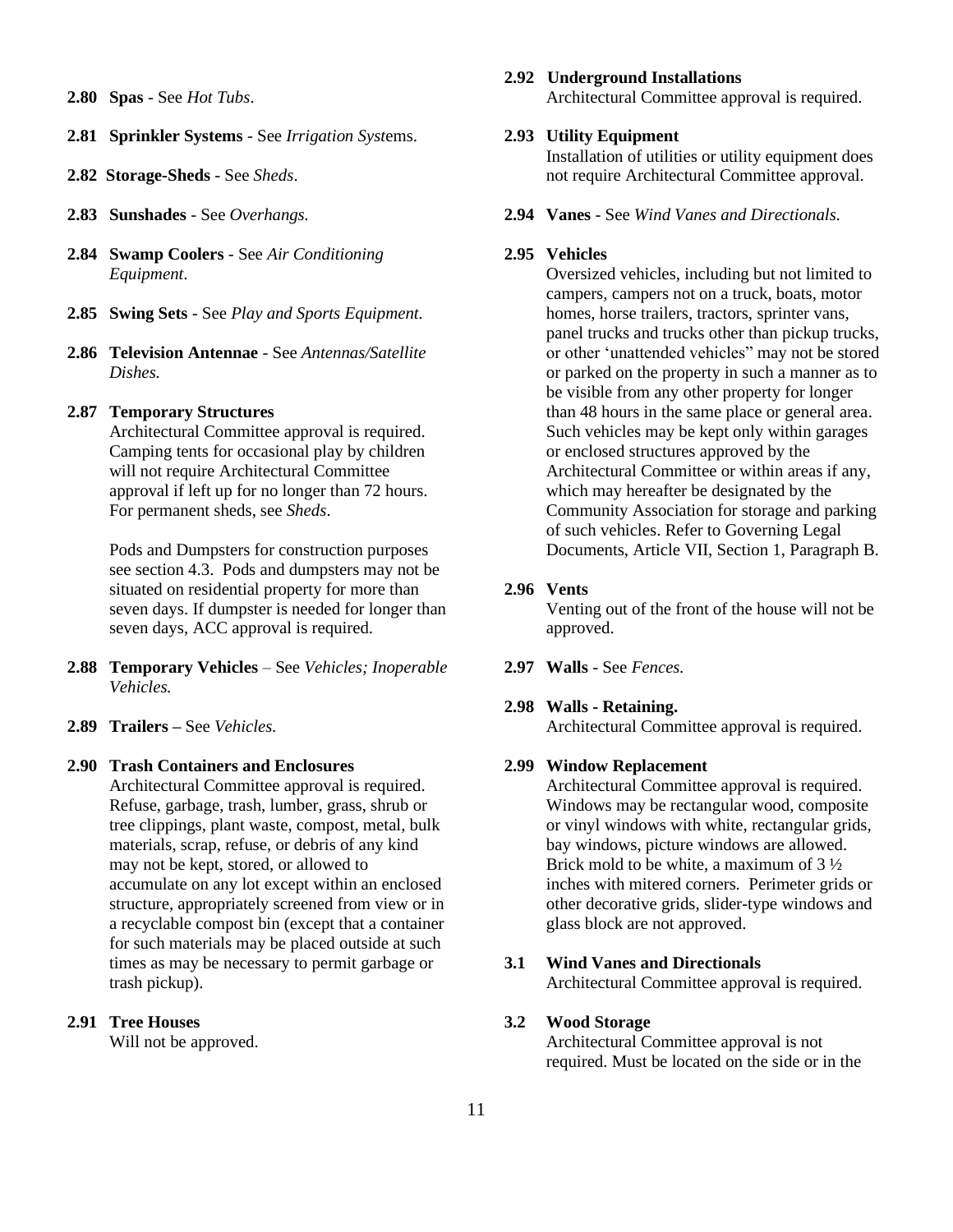**2.80 Spas** - See *Hot Tubs*.

**2.81 Sprinkler Systems** - See *Irrigation Syst*ems.

**2.82 Storage-Sheds** - See *Sheds*.

**2.83 Sunshades** - See *Overhangs.*

**2.84 Swamp Coolers** - See *Air Conditioning Equipment*.

**2.85 Swing Sets** - See *Play and Sports Equipment.*

**2.86 Television Antennae** - See *Antennas/Satellite Dishes.*

**2.87 Temporary Structures**

Architectural Committee approval is required. Camping tents for occasional play by children will not require Architectural Committee approval if left up for no longer than 72 hours. For permanent sheds, see *Sheds*.

Pods and Dumpsters for construction purposes see section 4.3. Pods and dumpsters may not be situated on residential property for more than seven days. If dumpster is needed for longer than seven days, ACC approval is required.

**2.88 Temporary Vehicles** – See *Vehicles; Inoperable Vehicles.*

**2.89 Trailers –** See *Vehicles.*

**2.90 Trash Containers and Enclosures**

Architectural Committee approval is required. Refuse, garbage, trash, lumber, grass, shrub or tree clippings, plant waste, compost, metal, bulk materials, scrap, refuse, or debris of any kind may not be kept, stored, or allowed to accumulate on any lot except within an enclosed structure, appropriately screened from view or in a recyclable compost bin (except that a container for such materials may be placed outside at such times as may be necessary to permit garbage or trash pickup).

**2.91 Tree Houses**

Will not be approved.

**2.92 Underground Installations**

Architectural Committee approval is required.

**2.93 Utility Equipment**

Installation of utilities or utility equipment does not require Architectural Committee approval.

**2.94 Vanes** - See *Wind Vanes and Directionals.*

**2.95 Vehicles**

Oversized vehicles, including but not limited to campers, campers not on a truck, boats, motor homes, horse trailers, tractors, sprinter vans, panel trucks and trucks other than pickup trucks, or other 'unattended vehicles" may not be stored or parked on the property in such a manner as to be visible from any other property for longer than 48 hours in the same place or general area. Such vehicles may be kept only within garages or enclosed structures approved by the Architectural Committee or within areas if any, which may hereafter be designated by the Community Association for storage and parking of such vehicles. Refer to Governing Legal Documents, Article VII, Section 1, Paragraph B.

**2.96 Vents**

Venting out of the front of the house will not be approved.

**2.97 Walls** - See *Fences.*

**2.98 Walls - Retaining.**

Architectural Committee approval is required.

**2.99 Window Replacement**

Architectural Committee approval is required. Windows may be rectangular wood, composite or vinyl windows with white, rectangular grids, bay windows, picture windows are allowed. Brick mold to be white, a maximum of 3 ½ inches with mitered corners. Perimeter grids or other decorative grids, slider-type windows and glass block are not approved.

**3.1 Wind Vanes and Directionals**

Architectural Committee approval is required.

**3.2 Wood Storage**

Architectural Committee approval is not required. Must be located on the side or in the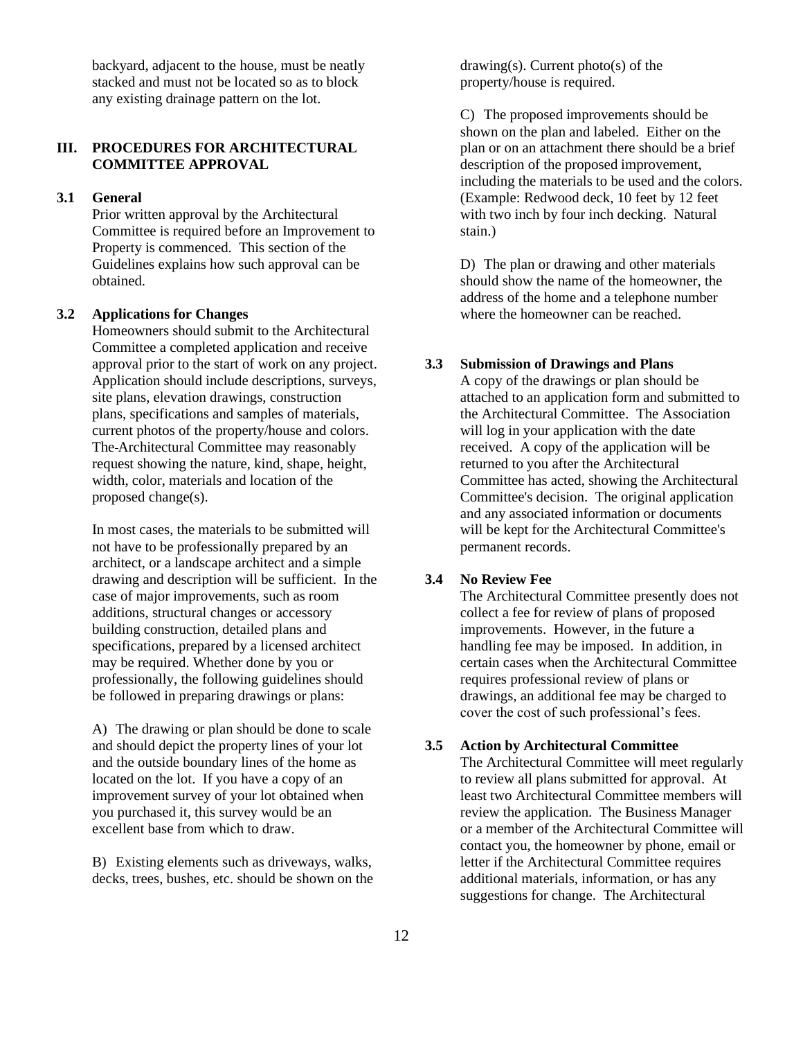backyard, adjacent to the house, must be neatly stacked and must not be located so as to block any existing drainage pattern on the lot.

## III. PROCEDURES FOR ARCHITECTURAL COMMITTEE APPROVAL

### 3.1 General

Prior written approval by the Architectural Committee is required before an Improvement to Property is commenced. This section of the Guidelines explains how such approval can be obtained.

### 3.2 Applications for Changes

Homeowners should submit to the Architectural Committee a completed application and receive approval prior to the start of work on any project. Application should include descriptions, surveys, site plans, elevation drawings, construction plans, specifications and samples of materials, current photos of the property/house and colors. The Architectural Committee may reasonably request showing the nature, kind, shape, height, width, color, materials and location of the proposed change(s).

In most cases, the materials to be submitted will not have to be professionally prepared by an architect, or a landscape architect and a simple drawing and description will be sufficient. In the case of major improvements, such as room additions, structural changes or accessory building construction, detailed plans and specifications, prepared by a licensed architect may be required. Whether done by you or professionally, the following guidelines should be followed in preparing drawings or plans:

A) The drawing or plan should be done to scale and should depict the property lines of your lot and the outside boundary lines of the home as located on the lot. If you have a copy of an improvement survey of your lot obtained when you purchased it, this survey would be an excellent base from which to draw.

B) Existing elements such as driveways, walks, decks, trees, bushes, etc. should be shown on the drawing(s). Current photo(s) of the property/house is required.

C) The proposed improvements should be shown on the plan and labeled. Either on the plan or on an attachment there should be a brief description of the proposed improvement, including the materials to be used and the colors. (Example: Redwood deck, 10 feet by 12 feet with two inch by four inch decking. Natural stain.)

D) The plan or drawing and other materials should show the name of the homeowner, the address of the home and a telephone number where the homeowner can be reached.

### 3.3 Submission of Drawings and Plans

A copy of the drawings or plan should be attached to an application form and submitted to the Architectural Committee. The Association will log in your application with the date received. A copy of the application will be returned to you after the Architectural Committee has acted, showing the Architectural Committee's decision. The original application and any associated information or documents will be kept for the Architectural Committee's permanent records.

### 3.4 No Review Fee

The Architectural Committee presently does not collect a fee for review of plans of proposed improvements. However, in the future a handling fee may be imposed. In addition, in certain cases when the Architectural Committee requires professional review of plans or drawings, an additional fee may be charged to cover the cost of such professional's fees.

### 3.5 Action by Architectural Committee

The Architectural Committee will meet regularly to review all plans submitted for approval. At least two Architectural Committee members will review the application. The Business Manager or a member of the Architectural Committee will contact you, the homeowner by phone, email or letter if the Architectural Committee requires additional materials, information, or has any suggestions for change. The Architectural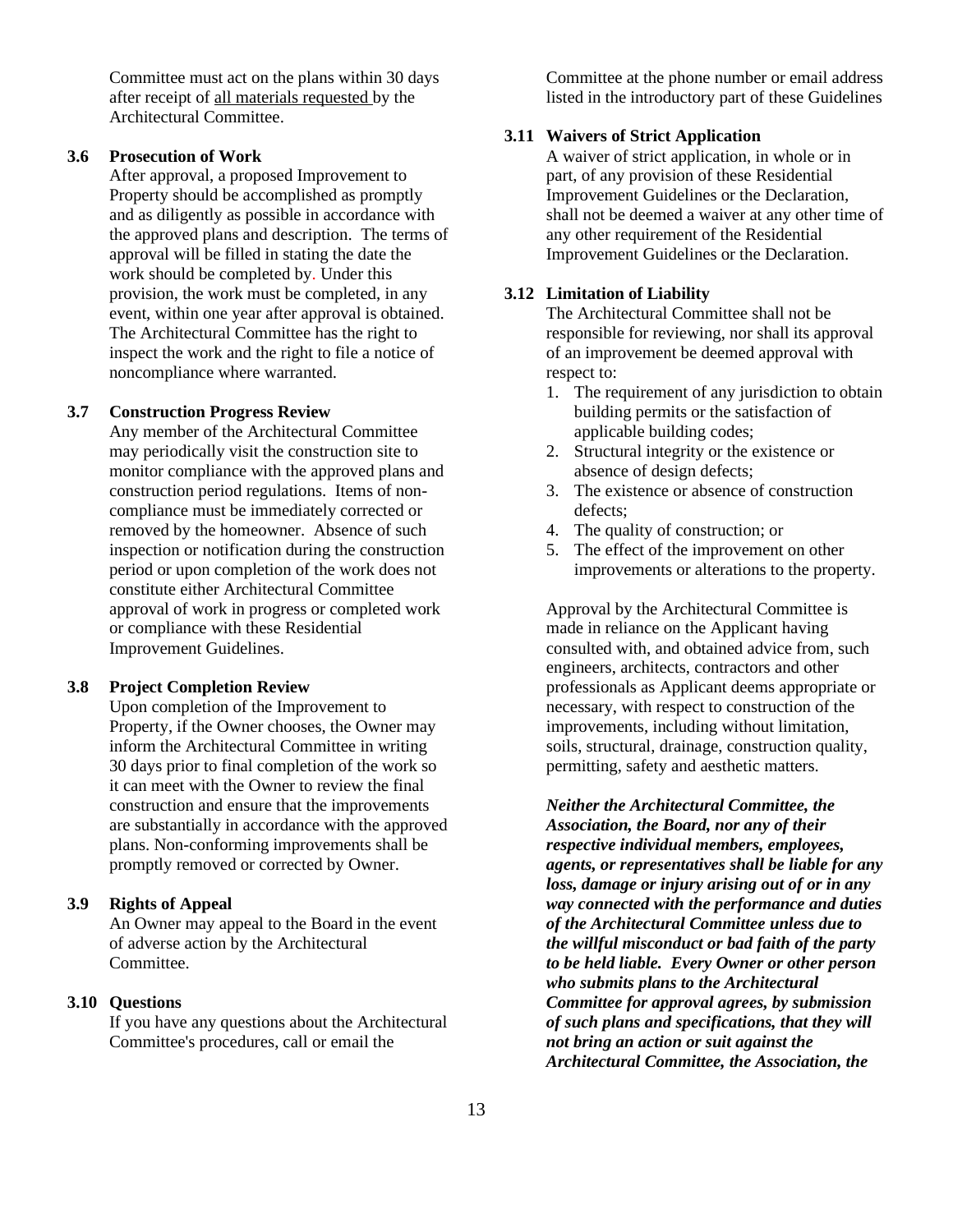Committee must act on the plans within 30 days after receipt of <u>all materials requested</u> by the Architectural Committee.

### 3.6 Prosecution of Work

After approval, a proposed Improvement to Property should be accomplished as promptly and as diligently as possible in accordance with the approved plans and description. The terms of approval will be filled in stating the date the work should be completed by. Under this provision, the work must be completed, in any event, within one year after approval is obtained. The Architectural Committee has the right to inspect the work and the right to file a notice of noncompliance where warranted.

### 3.7 Construction Progress Review

Any member of the Architectural Committee may periodically visit the construction site to monitor compliance with the approved plans and construction period regulations. Items of non-compliance must be immediately corrected or removed by the homeowner. Absence of such inspection or notification during the construction period or upon completion of the work does not constitute either Architectural Committee approval of work in progress or completed work or compliance with these Residential Improvement Guidelines.

### 3.8 Project Completion Review

Upon completion of the Improvement to Property, if the Owner chooses, the Owner may inform the Architectural Committee in writing 30 days prior to final completion of the work so it can meet with the Owner to review the final construction and ensure that the improvements are substantially in accordance with the approved plans. Non-conforming improvements shall be promptly removed or corrected by Owner.

### 3.9 Rights of Appeal

An Owner may appeal to the Board in the event of adverse action by the Architectural Committee.

### 3.10 Questions

If you have any questions about the Architectural Committee's procedures, call or email the Committee at the phone number or email address listed in the introductory part of these Guidelines

### 3.11 Waivers of Strict Application

A waiver of strict application, in whole or in part, of any provision of these Residential Improvement Guidelines or the Declaration, shall not be deemed a waiver at any other time of any other requirement of the Residential Improvement Guidelines or the Declaration.

### 3.12 Limitation of Liability

The Architectural Committee shall not be responsible for reviewing, nor shall its approval of an improvement be deemed approval with respect to:

1. The requirement of any jurisdiction to obtain building permits or the satisfaction of applicable building codes;
2. Structural integrity or the existence or absence of design defects;
3. The existence or absence of construction defects;
4. The quality of construction; or
5. The effect of the improvement on other improvements or alterations to the property.

Approval by the Architectural Committee is made in reliance on the Applicant having consulted with, and obtained advice from, such engineers, architects, contractors and other professionals as Applicant deems appropriate or necessary, with respect to construction of the improvements, including without limitation, soils, structural, drainage, construction quality, permitting, safety and aesthetic matters.

***Neither the Architectural Committee, the Association, the Board, nor any of their respective individual members, employees, agents, or representatives shall be liable for any loss, damage or injury arising out of or in any way connected with the performance and duties of the Architectural Committee unless due to the willful misconduct or bad faith of the party to be held liable. Every Owner or other person who submits plans to the Architectural Committee for approval agrees, by submission of such plans and specifications, that they will not bring an action or suit against the Architectural Committee, the Association, the***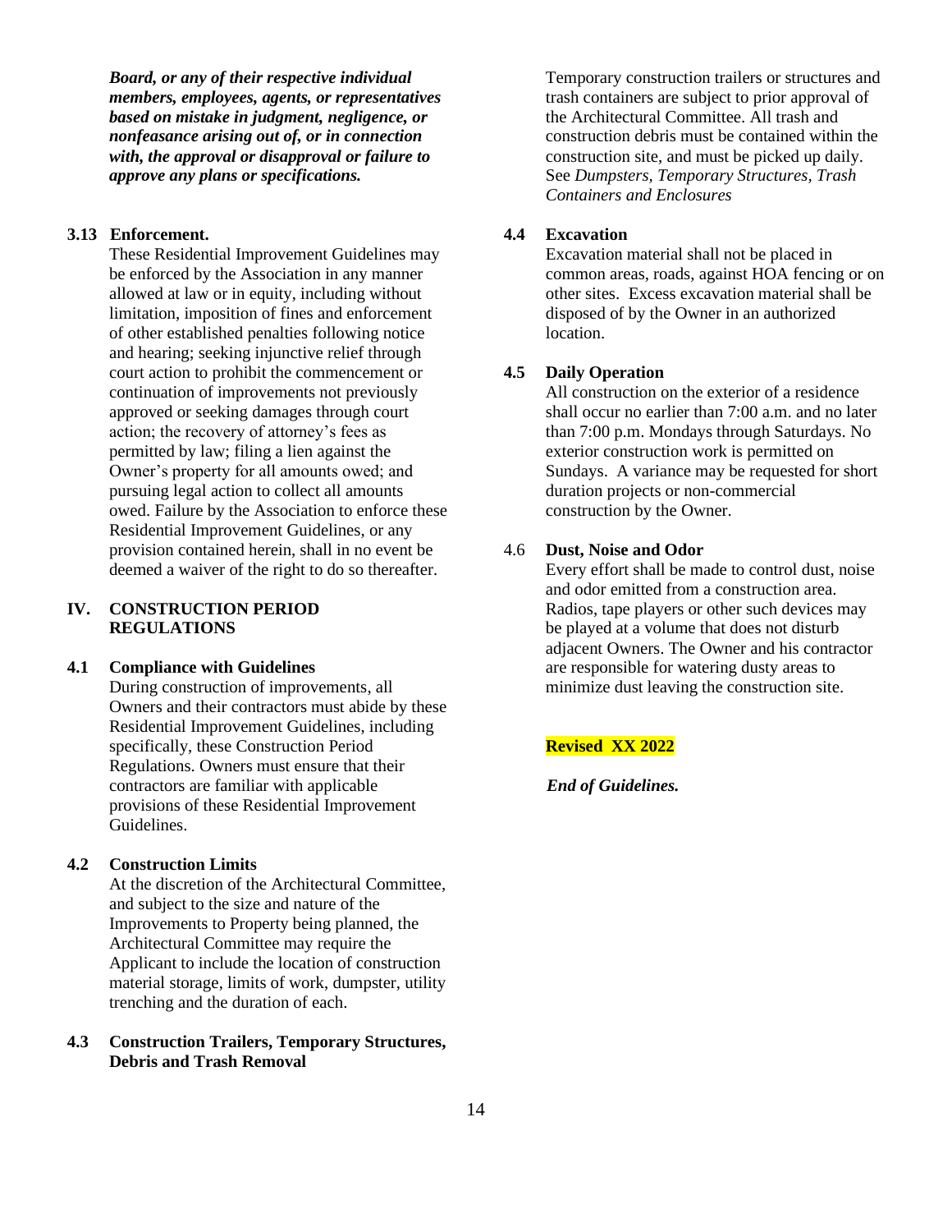***Board, or any of their respective individual members, employees, agents, or representatives based on mistake in judgment, negligence, or nonfeasance arising out of, or in connection with, the approval or disapproval or failure to approve any plans or specifications.***

**3.13 Enforcement.**

These Residential Improvement Guidelines may be enforced by the Association in any manner allowed at law or in equity, including without limitation, imposition of fines and enforcement of other established penalties following notice and hearing; seeking injunctive relief through court action to prohibit the commencement or continuation of improvements not previously approved or seeking damages through court action; the recovery of attorney's fees as permitted by law; filing a lien against the Owner's property for all amounts owed; and pursuing legal action to collect all amounts owed. Failure by the Association to enforce these Residential Improvement Guidelines, or any provision contained herein, shall in no event be deemed a waiver of the right to do so thereafter.

## IV. CONSTRUCTION PERIOD REGULATIONS

**4.1 Compliance with Guidelines**

During construction of improvements, all Owners and their contractors must abide by these Residential Improvement Guidelines, including specifically, these Construction Period Regulations. Owners must ensure that their contractors are familiar with applicable provisions of these Residential Improvement Guidelines.

**4.2 Construction Limits**

At the discretion of the Architectural Committee, and subject to the size and nature of the Improvements to Property being planned, the Architectural Committee may require the Applicant to include the location of construction material storage, limits of work, dumpster, utility trenching and the duration of each.

**4.3 Construction Trailers, Temporary Structures, Debris and Trash Removal**

Temporary construction trailers or structures and trash containers are subject to prior approval of the Architectural Committee. All trash and construction debris must be contained within the construction site, and must be picked up daily. See *Dumpsters, Temporary Structures, Trash Containers and Enclosures*

**4.4 Excavation**

Excavation material shall not be placed in common areas, roads, against HOA fencing or on other sites. Excess excavation material shall be disposed of by the Owner in an authorized location.

**4.5 Daily Operation**

All construction on the exterior of a residence shall occur no earlier than 7:00 a.m. and no later than 7:00 p.m. Mondays through Saturdays. No exterior construction work is permitted on Sundays. A variance may be requested for short duration projects or non-commercial construction by the Owner.

4.6 **Dust, Noise and Odor**

Every effort shall be made to control dust, noise and odor emitted from a construction area. Radios, tape players or other such devices may be played at a volume that does not disturb adjacent Owners. The Owner and his contractor are responsible for watering dusty areas to minimize dust leaving the construction site.

**Revised XX 2022**

***End of Guidelines.***